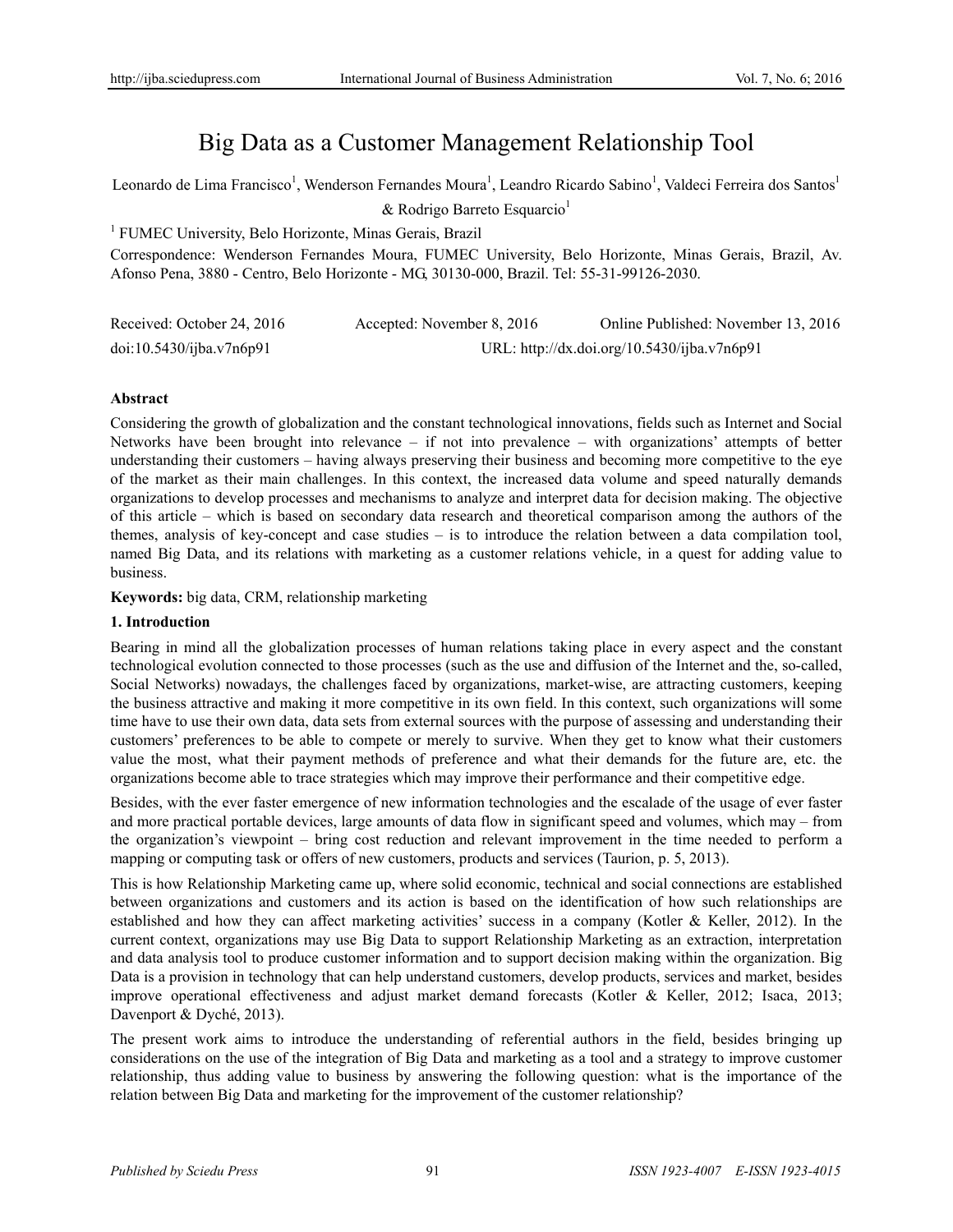# Big Data as a Customer Management Relationship Tool

Leonardo de Lima Francisco[1], Wenderson Fernandes Moura[1], Leandro Ricardo Sabino[1], Valdeci Ferreira dos Santos[1] & Rodrigo Barreto Esquarcio[1]

[1] FUMEC University, Belo Horizonte, Minas Gerais, Brazil

Correspondence: Wenderson Fernandes Moura, FUMEC University, Belo Horizonte, Minas Gerais, Brazil, Av. Afonso Pena, 3880 - Centro, Belo Horizonte - MG, 30130-000, Brazil. Tel: 55-31-99126-2030.

Received: October 24, 2016 Accepted: November 8, 2016 Online Published: November 13, 2016

doi:10.5430/ijba.v7n6p91 URL: http://dx.doi.org/10.5430/ijba.v7n6p91

**Abstract**

Considering the growth of globalization and the constant technological innovations, fields such as Internet and Social Networks have been brought into relevance – if not into prevalence – with organizations' attempts of better understanding their customers – having always preserving their business and becoming more competitive to the eye of the market as their main challenges. In this context, the increased data volume and speed naturally demands organizations to develop processes and mechanisms to analyze and interpret data for decision making. The objective of this article – which is based on secondary data research and theoretical comparison among the authors of the themes, analysis of key-concept and case studies – is to introduce the relation between a data compilation tool, named Big Data, and its relations with marketing as a customer relations vehicle, in a quest for adding value to business.

**Keywords:** big data, CRM, relationship marketing

## 1. Introduction

Bearing in mind all the globalization processes of human relations taking place in every aspect and the constant technological evolution connected to those processes (such as the use and diffusion of the Internet and the, so-called, Social Networks) nowadays, the challenges faced by organizations, market-wise, are attracting customers, keeping the business attractive and making it more competitive in its own field. In this context, such organizations will some time have to use their own data, data sets from external sources with the purpose of assessing and understanding their customers' preferences to be able to compete or merely to survive. When they get to know what their customers value the most, what their payment methods of preference and what their demands for the future are, etc. the organizations become able to trace strategies which may improve their performance and their competitive edge.

Besides, with the ever faster emergence of new information technologies and the escalade of the usage of ever faster and more practical portable devices, large amounts of data flow in significant speed and volumes, which may – from the organization's viewpoint – bring cost reduction and relevant improvement in the time needed to perform a mapping or computing task or offers of new customers, products and services (Taurion, p. 5, 2013).

This is how Relationship Marketing came up, where solid economic, technical and social connections are established between organizations and customers and its action is based on the identification of how such relationships are established and how they can affect marketing activities' success in a company (Kotler & Keller, 2012). In the current context, organizations may use Big Data to support Relationship Marketing as an extraction, interpretation and data analysis tool to produce customer information and to support decision making within the organization. Big Data is a provision in technology that can help understand customers, develop products, services and market, besides improve operational effectiveness and adjust market demand forecasts (Kotler & Keller, 2012; Isaca, 2013; Davenport & Dyché, 2013).

The present work aims to introduce the understanding of referential authors in the field, besides bringing up considerations on the use of the integration of Big Data and marketing as a tool and a strategy to improve customer relationship, thus adding value to business by answering the following question: what is the importance of the relation between Big Data and marketing for the improvement of the customer relationship?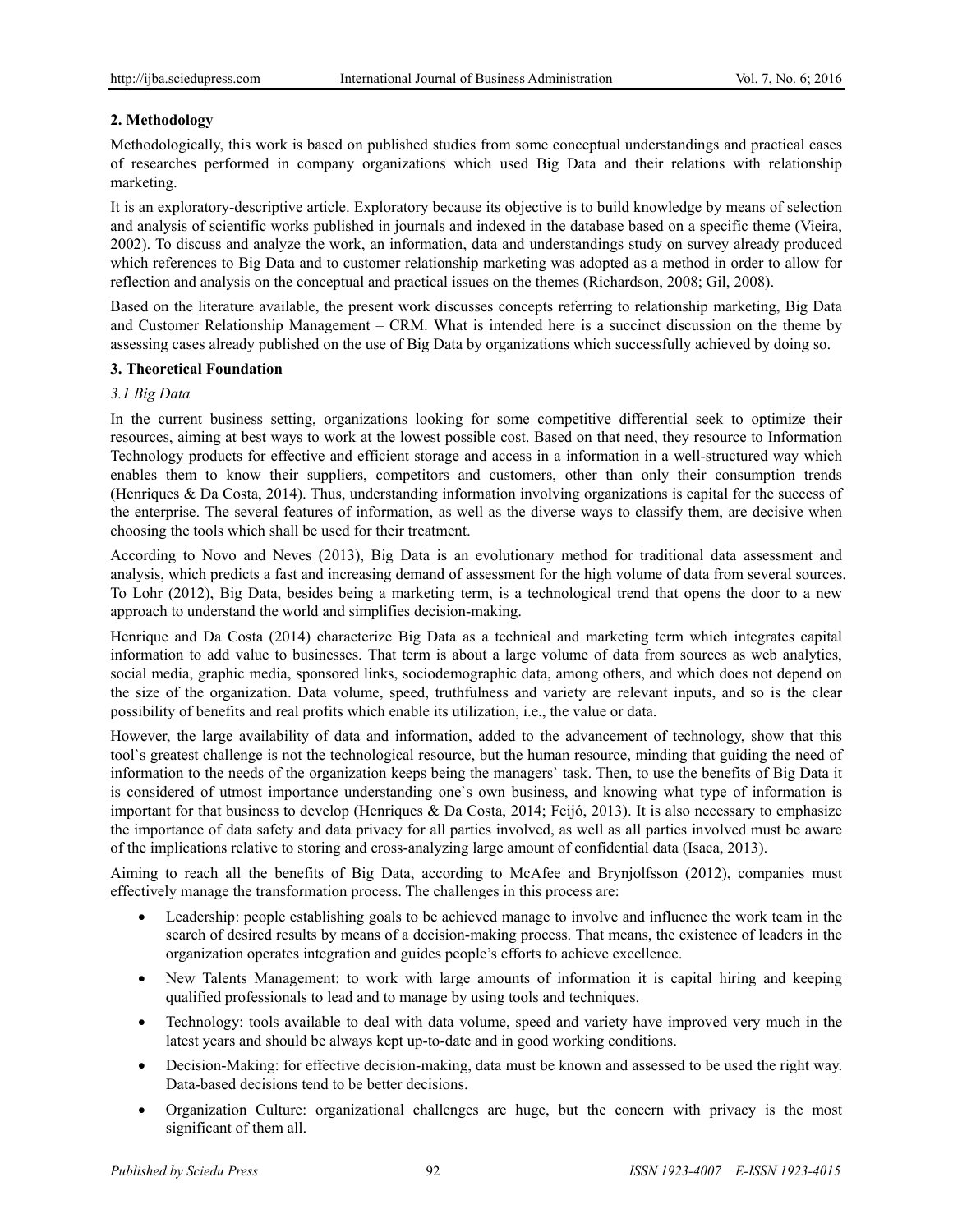## 2. Methodology

Methodologically, this work is based on published studies from some conceptual understandings and practical cases of researches performed in company organizations which used Big Data and their relations with relationship marketing.

It is an exploratory-descriptive article. Exploratory because its objective is to build knowledge by means of selection and analysis of scientific works published in journals and indexed in the database based on a specific theme (Vieira, 2002). To discuss and analyze the work, an information, data and understandings study on survey already produced which references to Big Data and to customer relationship marketing was adopted as a method in order to allow for reflection and analysis on the conceptual and practical issues on the themes (Richardson, 2008; Gil, 2008).

Based on the literature available, the present work discusses concepts referring to relationship marketing, Big Data and Customer Relationship Management – CRM. What is intended here is a succinct discussion on the theme by assessing cases already published on the use of Big Data by organizations which successfully achieved by doing so.

## 3. Theoretical Foundation

### *3.1 Big Data*

In the current business setting, organizations looking for some competitive differential seek to optimize their resources, aiming at best ways to work at the lowest possible cost. Based on that need, they resource to Information Technology products for effective and efficient storage and access in a information in a well-structured way which enables them to know their suppliers, competitors and customers, other than only their consumption trends (Henriques & Da Costa, 2014). Thus, understanding information involving organizations is capital for the success of the enterprise. The several features of information, as well as the diverse ways to classify them, are decisive when choosing the tools which shall be used for their treatment.

According to Novo and Neves (2013), Big Data is an evolutionary method for traditional data assessment and analysis, which predicts a fast and increasing demand of assessment for the high volume of data from several sources. To Lohr (2012), Big Data, besides being a marketing term, is a technological trend that opens the door to a new approach to understand the world and simplifies decision-making.

Henrique and Da Costa (2014) characterize Big Data as a technical and marketing term which integrates capital information to add value to businesses. That term is about a large volume of data from sources as web analytics, social media, graphic media, sponsored links, sociodemographic data, among others, and which does not depend on the size of the organization. Data volume, speed, truthfulness and variety are relevant inputs, and so is the clear possibility of benefits and real profits which enable its utilization, i.e., the value or data.

However, the large availability of data and information, added to the advancement of technology, show that this tool`s greatest challenge is not the technological resource, but the human resource, minding that guiding the need of information to the needs of the organization keeps being the managers` task. Then, to use the benefits of Big Data it is considered of utmost importance understanding one`s own business, and knowing what type of information is important for that business to develop (Henriques & Da Costa, 2014; Feijó, 2013). It is also necessary to emphasize the importance of data safety and data privacy for all parties involved, as well as all parties involved must be aware of the implications relative to storing and cross-analyzing large amount of confidential data (Isaca, 2013).

Aiming to reach all the benefits of Big Data, according to McAfee and Brynjolfsson (2012), companies must effectively manage the transformation process. The challenges in this process are:

- Leadership: people establishing goals to be achieved manage to involve and influence the work team in the search of desired results by means of a decision-making process. That means, the existence of leaders in the organization operates integration and guides people's efforts to achieve excellence.
- New Talents Management: to work with large amounts of information it is capital hiring and keeping qualified professionals to lead and to manage by using tools and techniques.
- Technology: tools available to deal with data volume, speed and variety have improved very much in the latest years and should be always kept up-to-date and in good working conditions.
- Decision-Making: for effective decision-making, data must be known and assessed to be used the right way. Data-based decisions tend to be better decisions.
- Organization Culture: organizational challenges are huge, but the concern with privacy is the most significant of them all.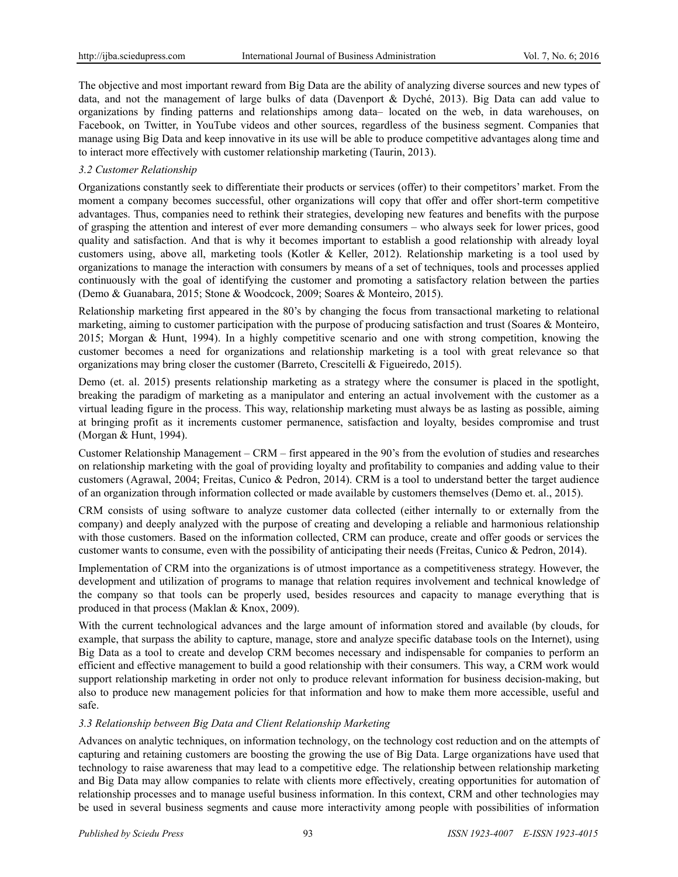The objective and most important reward from Big Data are the ability of analyzing diverse sources and new types of data, and not the management of large bulks of data (Davenport & Dyché, 2013). Big Data can add value to organizations by finding patterns and relationships among data– located on the web, in data warehouses, on Facebook, on Twitter, in YouTube videos and other sources, regardless of the business segment. Companies that manage using Big Data and keep innovative in its use will be able to produce competitive advantages along time and to interact more effectively with customer relationship marketing (Taurin, 2013).

### *3.2 Customer Relationship*

Organizations constantly seek to differentiate their products or services (offer) to their competitors' market. From the moment a company becomes successful, other organizations will copy that offer and offer short-term competitive advantages. Thus, companies need to rethink their strategies, developing new features and benefits with the purpose of grasping the attention and interest of ever more demanding consumers – who always seek for lower prices, good quality and satisfaction. And that is why it becomes important to establish a good relationship with already loyal customers using, above all, marketing tools (Kotler & Keller, 2012). Relationship marketing is a tool used by organizations to manage the interaction with consumers by means of a set of techniques, tools and processes applied continuously with the goal of identifying the customer and promoting a satisfactory relation between the parties (Demo & Guanabara, 2015; Stone & Woodcock, 2009; Soares & Monteiro, 2015).

Relationship marketing first appeared in the 80's by changing the focus from transactional marketing to relational marketing, aiming to customer participation with the purpose of producing satisfaction and trust (Soares & Monteiro, 2015; Morgan & Hunt, 1994). In a highly competitive scenario and one with strong competition, knowing the customer becomes a need for organizations and relationship marketing is a tool with great relevance so that organizations may bring closer the customer (Barreto, Crescitelli & Figueiredo, 2015).

Demo (et. al. 2015) presents relationship marketing as a strategy where the consumer is placed in the spotlight, breaking the paradigm of marketing as a manipulator and entering an actual involvement with the customer as a virtual leading figure in the process. This way, relationship marketing must always be as lasting as possible, aiming at bringing profit as it increments customer permanence, satisfaction and loyalty, besides compromise and trust (Morgan & Hunt, 1994).

Customer Relationship Management – CRM – first appeared in the 90's from the evolution of studies and researches on relationship marketing with the goal of providing loyalty and profitability to companies and adding value to their customers (Agrawal, 2004; Freitas, Cunico & Pedron, 2014). CRM is a tool to understand better the target audience of an organization through information collected or made available by customers themselves (Demo et. al., 2015).

CRM consists of using software to analyze customer data collected (either internally to or externally from the company) and deeply analyzed with the purpose of creating and developing a reliable and harmonious relationship with those customers. Based on the information collected, CRM can produce, create and offer goods or services the customer wants to consume, even with the possibility of anticipating their needs (Freitas, Cunico & Pedron, 2014).

Implementation of CRM into the organizations is of utmost importance as a competitiveness strategy. However, the development and utilization of programs to manage that relation requires involvement and technical knowledge of the company so that tools can be properly used, besides resources and capacity to manage everything that is produced in that process (Maklan & Knox, 2009).

With the current technological advances and the large amount of information stored and available (by clouds, for example, that surpass the ability to capture, manage, store and analyze specific database tools on the Internet), using Big Data as a tool to create and develop CRM becomes necessary and indispensable for companies to perform an efficient and effective management to build a good relationship with their consumers. This way, a CRM work would support relationship marketing in order not only to produce relevant information for business decision-making, but also to produce new management policies for that information and how to make them more accessible, useful and safe.

### *3.3 Relationship between Big Data and Client Relationship Marketing*

Advances on analytic techniques, on information technology, on the technology cost reduction and on the attempts of capturing and retaining customers are boosting the growing use of Big Data. Large organizations have used that technology to raise awareness that may lead to a competitive edge. The relationship between relationship marketing and Big Data may allow companies to relate with clients more effectively, creating opportunities for automation of relationship processes and to manage useful business information. In this context, CRM and other technologies may be used in several business segments and cause more interactivity among people with possibilities of information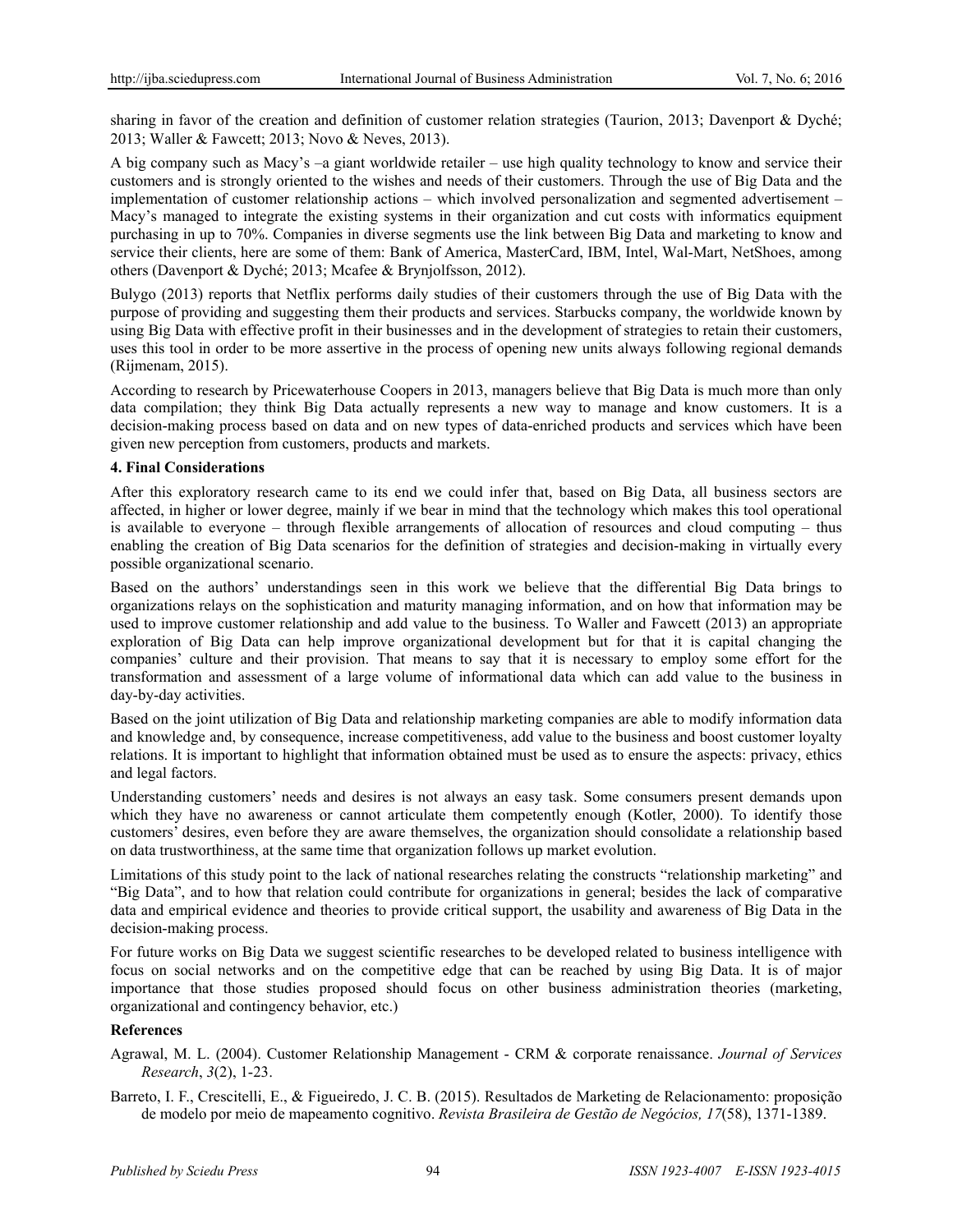sharing in favor of the creation and definition of customer relation strategies (Taurion, 2013; Davenport & Dyché; 2013; Waller & Fawcett; 2013; Novo & Neves, 2013).

A big company such as Macy's –a giant worldwide retailer – use high quality technology to know and service their customers and is strongly oriented to the wishes and needs of their customers. Through the use of Big Data and the implementation of customer relationship actions – which involved personalization and segmented advertisement – Macy's managed to integrate the existing systems in their organization and cut costs with informatics equipment purchasing in up to 70%. Companies in diverse segments use the link between Big Data and marketing to know and service their clients, here are some of them: Bank of America, MasterCard, IBM, Intel, Wal-Mart, NetShoes, among others (Davenport & Dyché; 2013; Mcafee & Brynjolfsson, 2012).

Bulygo (2013) reports that Netflix performs daily studies of their customers through the use of Big Data with the purpose of providing and suggesting them their products and services. Starbucks company, the worldwide known by using Big Data with effective profit in their businesses and in the development of strategies to retain their customers, uses this tool in order to be more assertive in the process of opening new units always following regional demands (Rijmenam, 2015).

According to research by Pricewaterhouse Coopers in 2013, managers believe that Big Data is much more than only data compilation; they think Big Data actually represents a new way to manage and know customers. It is a decision-making process based on data and on new types of data-enriched products and services which have been given new perception from customers, products and markets.

## 4. Final Considerations

After this exploratory research came to its end we could infer that, based on Big Data, all business sectors are affected, in higher or lower degree, mainly if we bear in mind that the technology which makes this tool operational is available to everyone – through flexible arrangements of allocation of resources and cloud computing – thus enabling the creation of Big Data scenarios for the definition of strategies and decision-making in virtually every possible organizational scenario.

Based on the authors' understandings seen in this work we believe that the differential Big Data brings to organizations relays on the sophistication and maturity managing information, and on how that information may be used to improve customer relationship and add value to the business. To Waller and Fawcett (2013) an appropriate exploration of Big Data can help improve organizational development but for that it is capital changing the companies' culture and their provision. That means to say that it is necessary to employ some effort for the transformation and assessment of a large volume of informational data which can add value to the business in day-by-day activities.

Based on the joint utilization of Big Data and relationship marketing companies are able to modify information data and knowledge and, by consequence, increase competitiveness, add value to the business and boost customer loyalty relations. It is important to highlight that information obtained must be used as to ensure the aspects: privacy, ethics and legal factors.

Understanding customers' needs and desires is not always an easy task. Some consumers present demands upon which they have no awareness or cannot articulate them competently enough (Kotler, 2000). To identify those customers' desires, even before they are aware themselves, the organization should consolidate a relationship based on data trustworthiness, at the same time that organization follows up market evolution.

Limitations of this study point to the lack of national researches relating the constructs "relationship marketing" and "Big Data", and to how that relation could contribute for organizations in general; besides the lack of comparative data and empirical evidence and theories to provide critical support, the usability and awareness of Big Data in the decision-making process.

For future works on Big Data we suggest scientific researches to be developed related to business intelligence with focus on social networks and on the competitive edge that can be reached by using Big Data. It is of major importance that those studies proposed should focus on other business administration theories (marketing, organizational and contingency behavior, etc.)

## References

Agrawal, M. L. (2004). Customer Relationship Management - CRM & corporate renaissance. *Journal of Services Research*, *3*(2), 1-23.

Barreto, I. F., Crescitelli, E., & Figueiredo, J. C. B. (2015). Resultados de Marketing de Relacionamento: proposição de modelo por meio de mapeamento cognitivo. *Revista Brasileira de Gestão de Negócios, 17*(58), 1371-1389.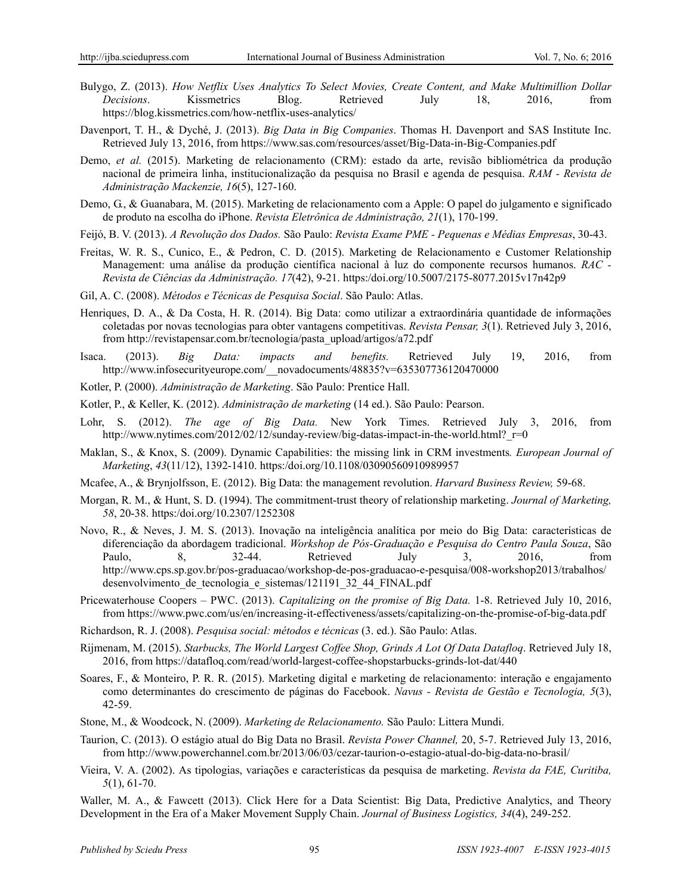Bulygo, Z. (2013). *How Netflix Uses Analytics To Select Movies, Create Content, and Make Multimillion Dollar Decisions*. Kissmetrics Blog. Retrieved July 18, 2016, from https://blog.kissmetrics.com/how-netflix-uses-analytics/

Davenport, T. H., & Dyché, J. (2013). *Big Data in Big Companies*. Thomas H. Davenport and SAS Institute Inc. Retrieved July 13, 2016, from https://www.sas.com/resources/asset/Big-Data-in-Big-Companies.pdf

Demo, *et al.* (2015). Marketing de relacionamento (CRM): estado da arte, revisão bibliométrica da produção nacional de primeira linha, institucionalização da pesquisa no Brasil e agenda de pesquisa. *RAM - Revista de Administração Mackenzie, 16*(5), 127-160.

Demo, G., & Guanabara, M. (2015). Marketing de relacionamento com a Apple: O papel do julgamento e significado de produto na escolha do iPhone. *Revista Eletrônica de Administração, 21*(1), 170-199.

Feijó, B. V. (2013). *A Revolução dos Dados.* São Paulo: *Revista Exame PME - Pequenas e Médias Empresas*, 30-43.

Freitas, W. R. S., Cunico, E., & Pedron, C. D. (2015). Marketing de Relacionamento e Customer Relationship Management: uma análise da produção científica nacional à luz do componente recursos humanos. *RAC - Revista de Ciências da Administração. 17*(42), 9-21. https:/doi.org/10.5007/2175-8077.2015v17n42p9

Gil, A. C. (2008). *Métodos e Técnicas de Pesquisa Social*. São Paulo: Atlas.

Henriques, D. A., & Da Costa, H. R. (2014). Big Data: como utilizar a extraordinária quantidade de informações coletadas por novas tecnologias para obter vantagens competitivas. *Revista Pensar, 3*(1). Retrieved July 3, 2016, from http://revistapensar.com.br/tecnologia/pasta_upload/artigos/a72.pdf

Isaca. (2013). *Big Data: impacts and benefits.* Retrieved July 19, 2016, from http://www.infosecurityeurope.com/__novadocuments/48835?v=635307736120470000

Kotler, P. (2000). *Administração de Marketing*. São Paulo: Prentice Hall.

Kotler, P., & Keller, K. (2012). *Administração de marketing* (14 ed.). São Paulo: Pearson.

Lohr, S. (2012). *The age of Big Data.* New York Times. Retrieved July 3, 2016, from http://www.nytimes.com/2012/02/12/sunday-review/big-datas-impact-in-the-world.html?_r=0

Maklan, S., & Knox, S. (2009). Dynamic Capabilities: the missing link in CRM investments*. European Journal of Marketing*, *43*(11/12), 1392-1410. https:/doi.org/10.1108/03090560910989957

Mcafee, A., & Brynjolfsson, E. (2012). Big Data: the management revolution. *Harvard Business Review,* 59-68.

Morgan, R. M., & Hunt, S. D. (1994). The commitment-trust theory of relationship marketing. *Journal of Marketing, 58*, 20-38. https:/doi.org/10.2307/1252308

Novo, R., & Neves, J. M. S. (2013). Inovação na inteligência analítica por meio do Big Data: características de diferenciação da abordagem tradicional. *Workshop de Pós-Graduação e Pesquisa do Centro Paula Souza*, São Paulo, 8, 32-44. Retrieved July 3, 2016, from http://www.cps.sp.gov.br/pos-graduacao/workshop-de-pos-graduacao-e-pesquisa/008-workshop2013/trabalhos/desenvolvimento_de_tecnologia_e_sistemas/121191_32_44_FINAL.pdf

Pricewaterhouse Coopers – PWC. (2013). *Capitalizing on the promise of Big Data.* 1-8. Retrieved July 10, 2016, from https://www.pwc.com/us/en/increasing-it-effectiveness/assets/capitalizing-on-the-promise-of-big-data.pdf

Richardson, R. J. (2008). *Pesquisa social: métodos e técnicas* (3. ed.). São Paulo: Atlas.

Rijmenam, M. (2015). *Starbucks, The World Largest Coffee Shop, Grinds A Lot Of Data Datafloq*. Retrieved July 18, 2016, from https://datafloq.com/read/world-largest-coffee-shopstarbucks-grinds-lot-dat/440

Soares, F., & Monteiro, P. R. R. (2015). Marketing digital e marketing de relacionamento: interação e engajamento como determinantes do crescimento de páginas do Facebook. *Navus - Revista de Gestão e Tecnologia, 5*(3), 42-59.

Stone, M., & Woodcock, N. (2009). *Marketing de Relacionamento.* São Paulo: Littera Mundi.

Taurion, C. (2013). O estágio atual do Big Data no Brasil. *Revista Power Channel,* 20, 5-7. Retrieved July 13, 2016, from http://www.powerchannel.com.br/2013/06/03/cezar-taurion-o-estagio-atual-do-big-data-no-brasil/

Vieira, V. A. (2002). As tipologias, variações e características da pesquisa de marketing. *Revista da FAE, Curitiba, 5*(1), 61-70.

Waller, M. A., & Fawcett (2013). Click Here for a Data Scientist: Big Data, Predictive Analytics, and Theory Development in the Era of a Maker Movement Supply Chain. *Journal of Business Logistics, 34*(4), 249-252.